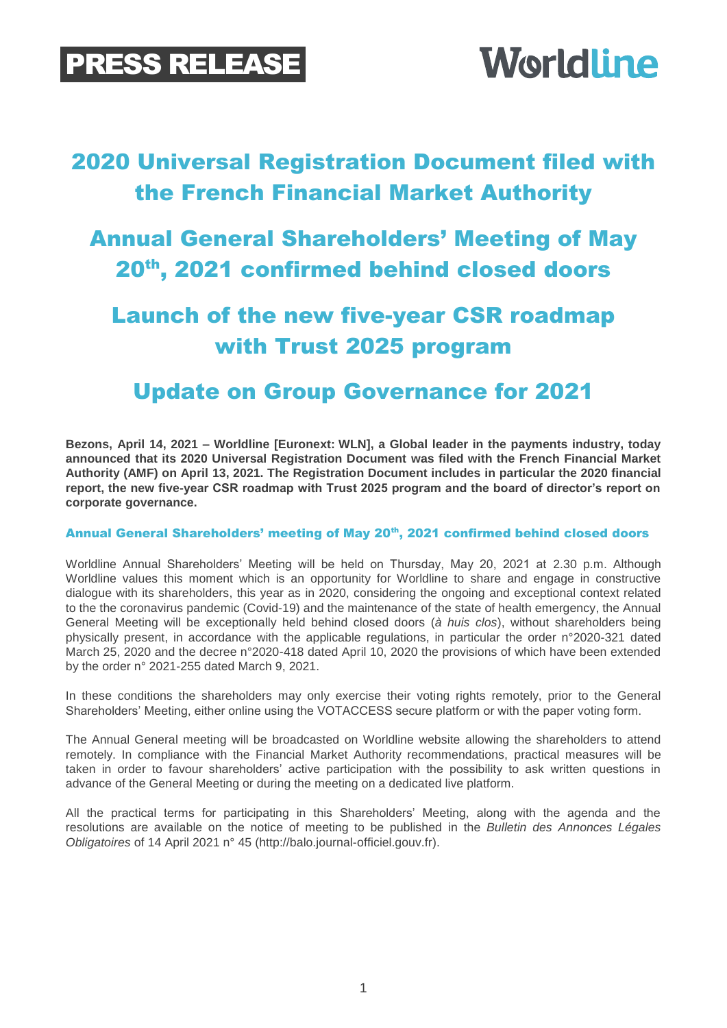**PRESS RELEASE**

**Worldline**

# 2020 Universal Registration Document filed with the French Financial Market Authority

# Annual General Shareholders' Meeting of May 20th, 2021 confirmed behind closed doors

# Launch of the new five-year CSR roadmap with Trust 2025 program

# Update on Group Governance for 2021

**Bezons, April 14, 2021 – Worldline [Euronext: WLN], a Global leader in the payments industry, today announced that its 2020 Universal Registration Document was filed with the French Financial Market Authority (AMF) on April 13, 2021. The Registration Document includes in particular the 2020 financial report, the new five-year CSR roadmap with Trust 2025 program and the board of director's report on corporate governance.**

## Annual General Shareholders' meeting of May 20th, 2021 confirmed behind closed doors

Worldline Annual Shareholders' Meeting will be held on Thursday, May 20, 2021 at 2.30 p.m. Although Worldline values this moment which is an opportunity for Worldline to share and engage in constructive dialogue with its shareholders, this year as in 2020, considering the ongoing and exceptional context related to the the coronavirus pandemic (Covid-19) and the maintenance of the state of health emergency, the Annual General Meeting will be exceptionally held behind closed doors (*à huis clos*), without shareholders being physically present, in accordance with the applicable regulations, in particular the order n°2020-321 dated March 25, 2020 and the decree n°2020-418 dated April 10, 2020 the provisions of which have been extended by the order n° 2021-255 dated March 9, 2021.

In these conditions the shareholders may only exercise their voting rights remotely, prior to the General Shareholders' Meeting, either online using the VOTACCESS secure platform or with the paper voting form.

The Annual General meeting will be broadcasted on Worldline website allowing the shareholders to attend remotely. In compliance with the Financial Market Authority recommendations, practical measures will be taken in order to favour shareholders' active participation with the possibility to ask written questions in advance of the General Meeting or during the meeting on a dedicated live platform.

All the practical terms for participating in this Shareholders' Meeting, along with the agenda and the resolutions are available on the notice of meeting to be published in the *Bulletin des Annonces Légales Obligatoires* of 14 April 2021 n° 45 (http://balo.journal-officiel.gouv.fr).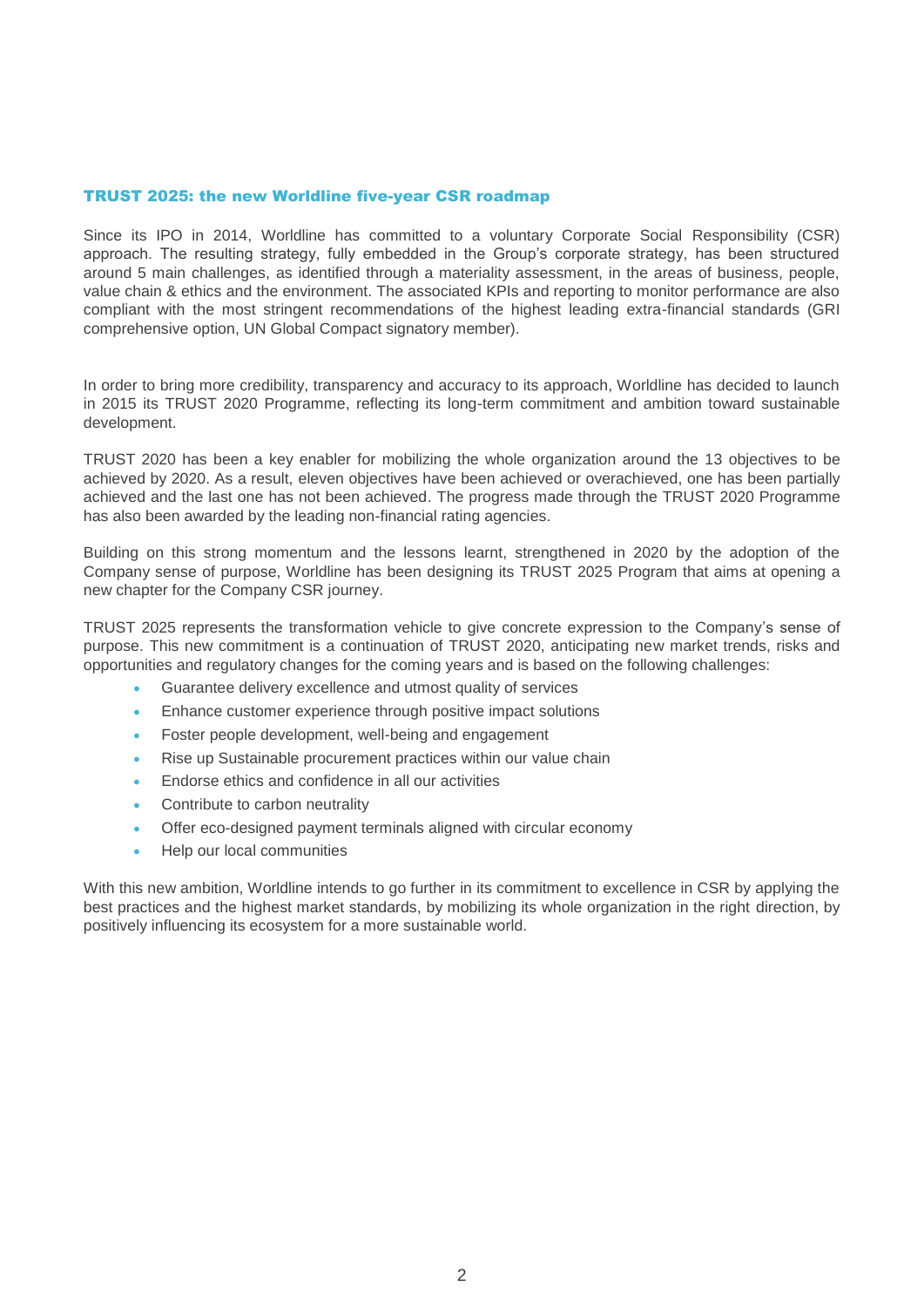## TRUST 2025: the new Worldline five-year CSR roadmap

Since its IPO in 2014, Worldline has committed to a voluntary Corporate Social Responsibility (CSR) approach. The resulting strategy, fully embedded in the Group's corporate strategy, has been structured around 5 main challenges, as identified through a materiality assessment, in the areas of business, people, value chain & ethics and the environment. The associated KPIs and reporting to monitor performance are also compliant with the most stringent recommendations of the highest leading extra-financial standards (GRI comprehensive option, UN Global Compact signatory member).

In order to bring more credibility, transparency and accuracy to its approach, Worldline has decided to launch in 2015 its TRUST 2020 Programme, reflecting its long-term commitment and ambition toward sustainable development.

TRUST 2020 has been a key enabler for mobilizing the whole organization around the 13 objectives to be achieved by 2020. As a result, eleven objectives have been achieved or overachieved, one has been partially achieved and the last one has not been achieved. The progress made through the TRUST 2020 Programme has also been awarded by the leading non-financial rating agencies.

Building on this strong momentum and the lessons learnt, strengthened in 2020 by the adoption of the Company sense of purpose, Worldline has been designing its TRUST 2025 Program that aims at opening a new chapter for the Company CSR journey.

TRUST 2025 represents the transformation vehicle to give concrete expression to the Company's sense of purpose. This new commitment is a continuation of TRUST 2020, anticipating new market trends, risks and opportunities and regulatory changes for the coming years and is based on the following challenges:

- Guarantee delivery excellence and utmost quality of services
- Enhance customer experience through positive impact solutions
- Foster people development, well-being and engagement
- Rise up Sustainable procurement practices within our value chain
- Endorse ethics and confidence in all our activities
- Contribute to carbon neutrality
- Offer eco-designed payment terminals aligned with circular economy
- Help our local communities

With this new ambition, Worldline intends to go further in its commitment to excellence in CSR by applying the best practices and the highest market standards, by mobilizing its whole organization in the right direction, by positively influencing its ecosystem for a more sustainable world.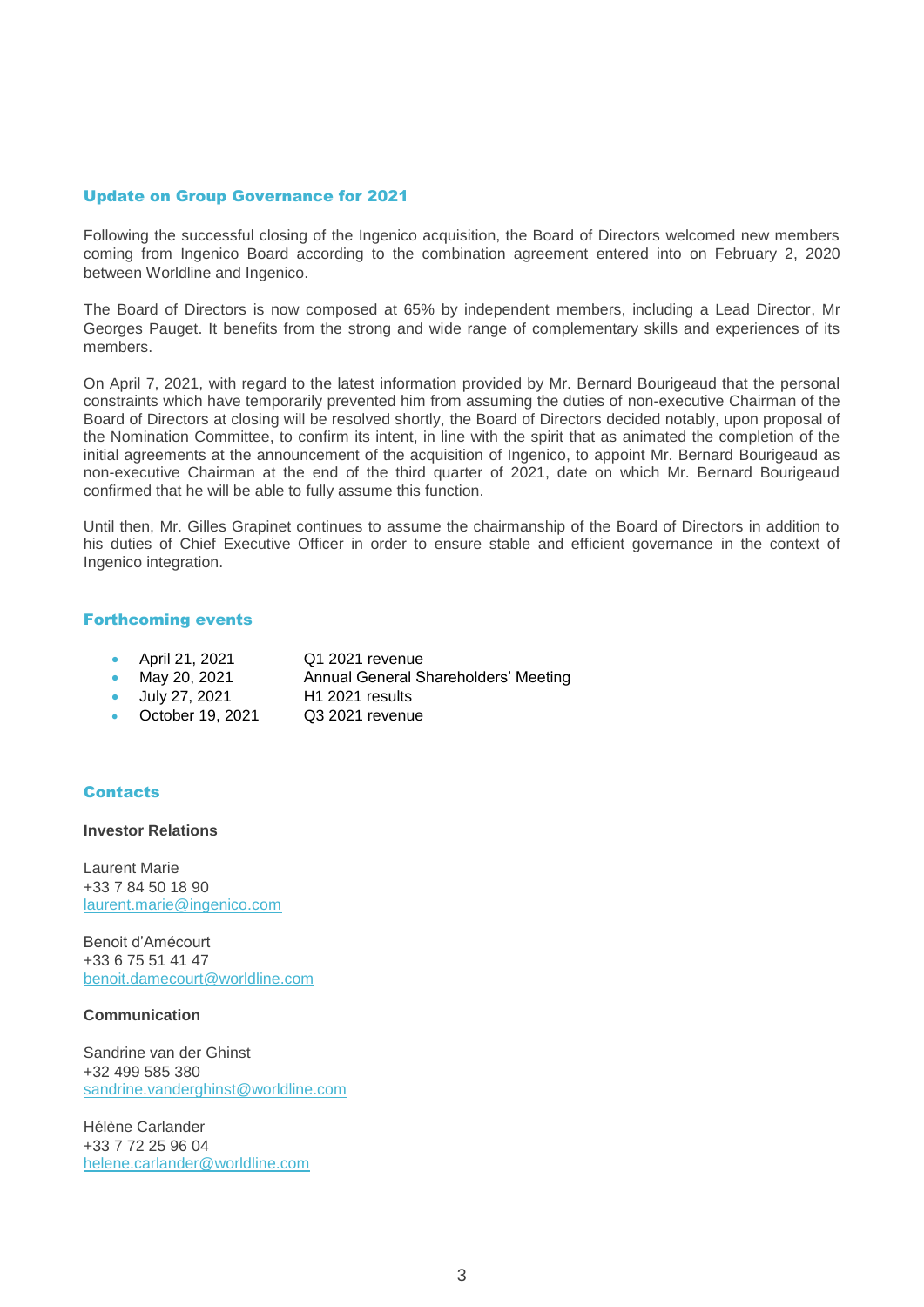## Update on Group Governance for 2021

Following the successful closing of the Ingenico acquisition, the Board of Directors welcomed new members coming from Ingenico Board according to the combination agreement entered into on February 2, 2020 between Worldline and Ingenico.

The Board of Directors is now composed at 65% by independent members, including a Lead Director, Mr Georges Pauget. It benefits from the strong and wide range of complementary skills and experiences of its members.

On April 7, 2021, with regard to the latest information provided by Mr. Bernard Bourigeaud that the personal constraints which have temporarily prevented him from assuming the duties of non-executive Chairman of the Board of Directors at closing will be resolved shortly, the Board of Directors decided notably, upon proposal of the Nomination Committee, to confirm its intent, in line with the spirit that as animated the completion of the initial agreements at the announcement of the acquisition of Ingenico, to appoint Mr. Bernard Bourigeaud as non-executive Chairman at the end of the third quarter of 2021, date on which Mr. Bernard Bourigeaud confirmed that he will be able to fully assume this function.

Until then, Mr. Gilles Grapinet continues to assume the chairmanship of the Board of Directors in addition to his duties of Chief Executive Officer in order to ensure stable and efficient governance in the context of Ingenico integration.

## Forthcoming events

- April 21, 2021 — Q1 2021 revenue
- May 20, 2021 — Annual General Shareholders' Meeting
- July 27, 2021 — H1 2021 results
- October 19, 2021 — Q3 2021 revenue

## Contacts

**Investor Relations**

Laurent Marie
+33 7 84 50 18 90
laurent.marie@ingenico.com

Benoit d'Amécourt
+33 6 75 51 41 47
benoit.damecourt@worldline.com

**Communication**

Sandrine van der Ghinst
+32 499 585 380
sandrine.vanderghinst@worldline.com

Hélène Carlander
+33 7 72 25 96 04
helene.carlander@worldline.com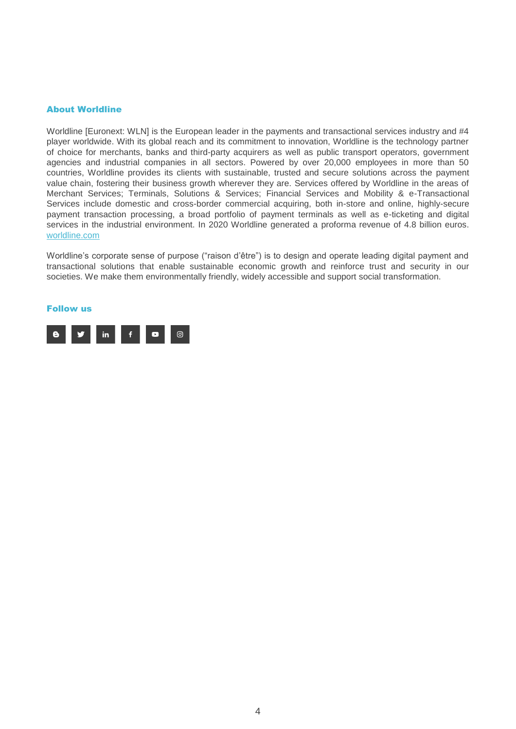## About Worldline

Worldline [Euronext: WLN] is the European leader in the payments and transactional services industry and #4 player worldwide. With its global reach and its commitment to innovation, Worldline is the technology partner of choice for merchants, banks and third-party acquirers as well as public transport operators, government agencies and industrial companies in all sectors. Powered by over 20,000 employees in more than 50 countries, Worldline provides its clients with sustainable, trusted and secure solutions across the payment value chain, fostering their business growth wherever they are. Services offered by Worldline in the areas of Merchant Services; Terminals, Solutions & Services; Financial Services and Mobility & e-Transactional Services include domestic and cross-border commercial acquiring, both in-store and online, highly-secure payment transaction processing, a broad portfolio of payment terminals as well as e-ticketing and digital services in the industrial environment. In 2020 Worldline generated a proforma revenue of 4.8 billion euros. [worldline.com](https://worldline.com)

Worldline's corporate sense of purpose ("raison d'être") is to design and operate leading digital payment and transactional solutions that enable sustainable economic growth and reinforce trust and security in our societies. We make them environmentally friendly, widely accessible and support social transformation.

## Follow us